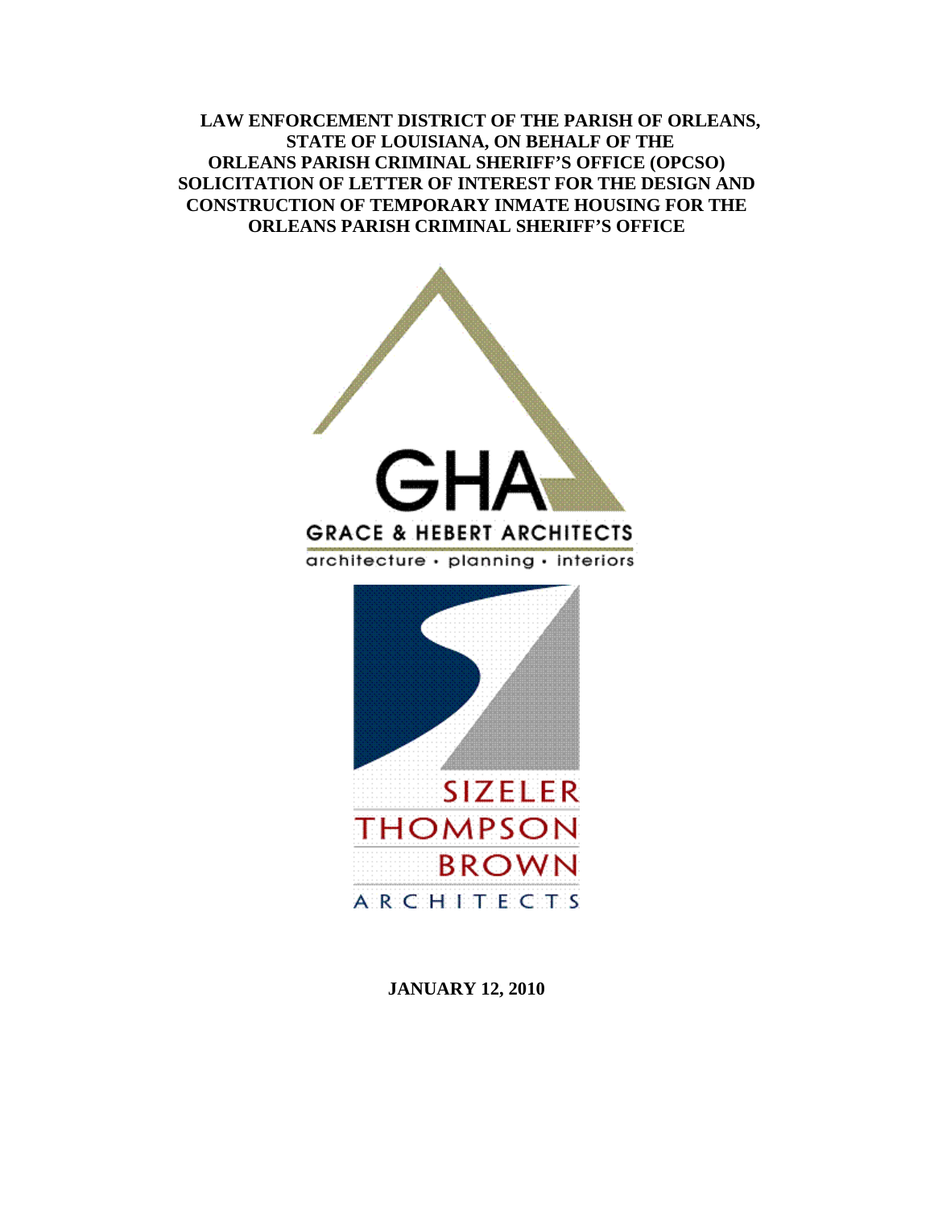**LAW ENFORCEMENT DISTRICT OF THE PARISH OF ORLEANS, STATE OF LOUISIANA, ON BEHALF OF THE ORLEANS PARISH CRIMINAL SHERIFF'S OFFICE (OPCSO) SOLICITATION OF LETTER OF INTEREST FOR THE DESIGN AND CONSTRUCTION OF TEMPORARY INMATE HOUSING FOR THE ORLEANS PARISH CRIMINAL SHERIFF'S OFFICE**

GHA
GRACE & HEBERT ARCHITECTS
architecture • planning • interiors

SIZELER
THOMPSON
BROWN
ARCHITECTS

**JANUARY 12, 2010**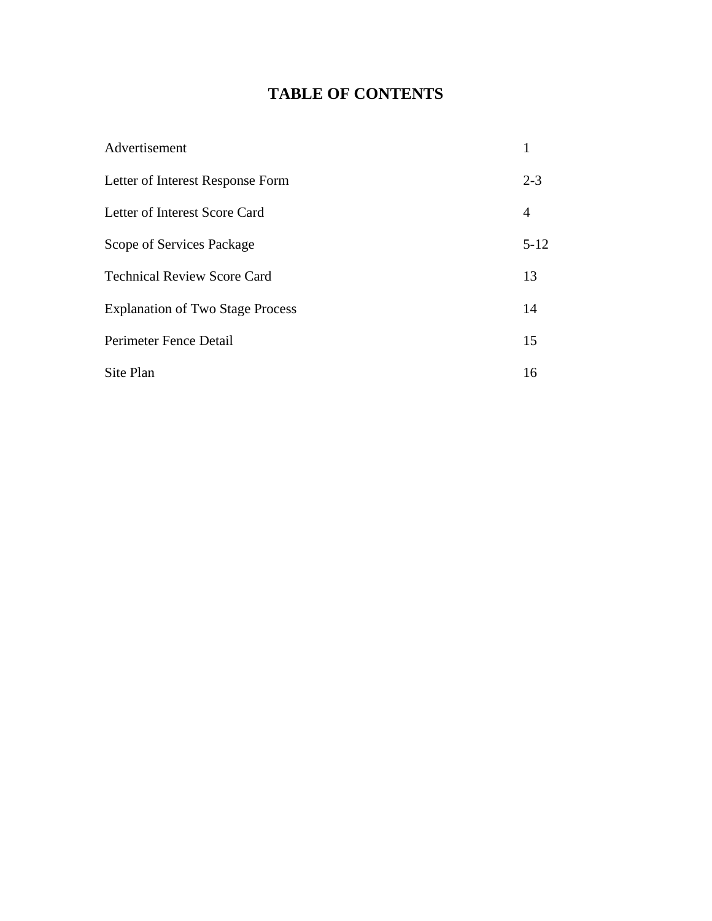# TABLE OF CONTENTS

| | |
|---|---|
| Advertisement | 1 |
| Letter of Interest Response Form | 2-3 |
| Letter of Interest Score Card | 4 |
| Scope of Services Package | 5-12 |
| Technical Review Score Card | 13 |
| Explanation of Two Stage Process | 14 |
| Perimeter Fence Detail | 15 |
| Site Plan | 16 |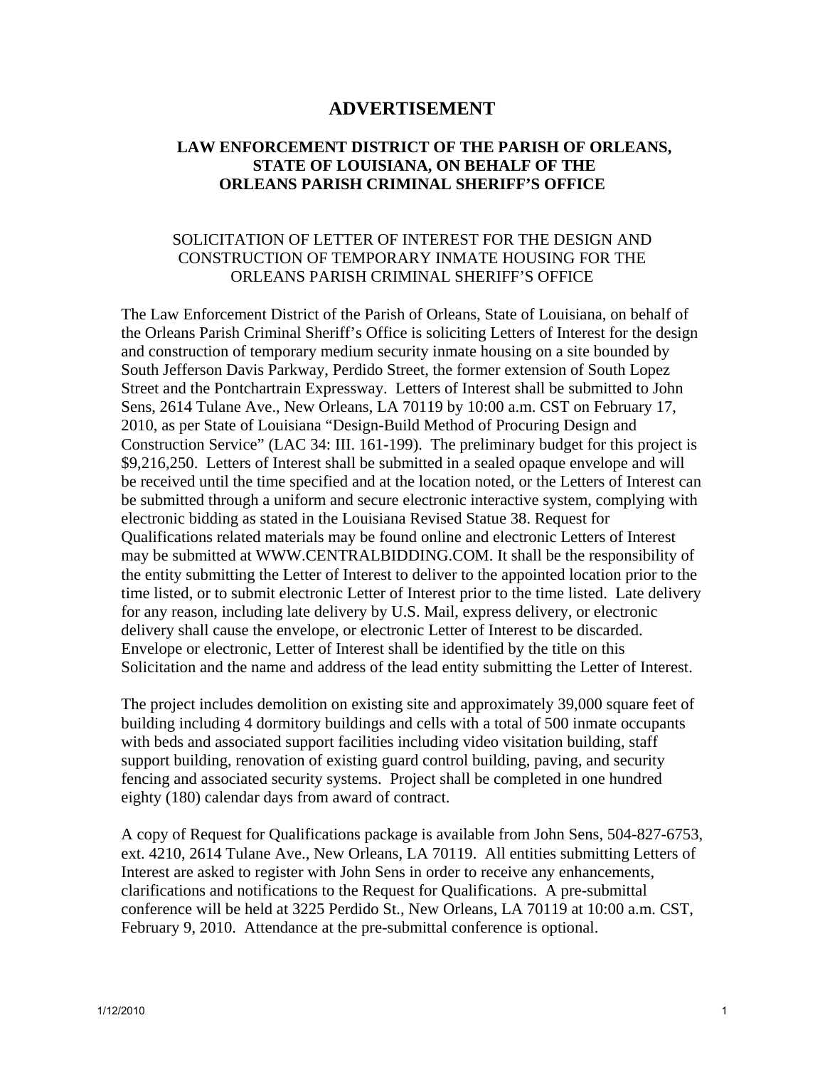# ADVERTISEMENT

## LAW ENFORCEMENT DISTRICT OF THE PARISH OF ORLEANS, STATE OF LOUISIANA, ON BEHALF OF THE ORLEANS PARISH CRIMINAL SHERIFF'S OFFICE

SOLICITATION OF LETTER OF INTEREST FOR THE DESIGN AND CONSTRUCTION OF TEMPORARY INMATE HOUSING FOR THE ORLEANS PARISH CRIMINAL SHERIFF'S OFFICE

The Law Enforcement District of the Parish of Orleans, State of Louisiana, on behalf of the Orleans Parish Criminal Sheriff's Office is soliciting Letters of Interest for the design and construction of temporary medium security inmate housing on a site bounded by South Jefferson Davis Parkway, Perdido Street, the former extension of South Lopez Street and the Pontchartrain Expressway. Letters of Interest shall be submitted to John Sens, 2614 Tulane Ave., New Orleans, LA 70119 by 10:00 a.m. CST on February 17, 2010, as per State of Louisiana "Design-Build Method of Procuring Design and Construction Service" (LAC 34: III. 161-199). The preliminary budget for this project is $9,216,250. Letters of Interest shall be submitted in a sealed opaque envelope and will be received until the time specified and at the location noted, or the Letters of Interest can be submitted through a uniform and secure electronic interactive system, complying with electronic bidding as stated in the Louisiana Revised Statue 38. Request for Qualifications related materials may be found online and electronic Letters of Interest may be submitted at WWW.CENTRALBIDDING.COM. It shall be the responsibility of the entity submitting the Letter of Interest to deliver to the appointed location prior to the time listed, or to submit electronic Letter of Interest prior to the time listed. Late delivery for any reason, including late delivery by U.S. Mail, express delivery, or electronic delivery shall cause the envelope, or electronic Letter of Interest to be discarded. Envelope or electronic, Letter of Interest shall be identified by the title on this Solicitation and the name and address of the lead entity submitting the Letter of Interest.

The project includes demolition on existing site and approximately 39,000 square feet of building including 4 dormitory buildings and cells with a total of 500 inmate occupants with beds and associated support facilities including video visitation building, staff support building, renovation of existing guard control building, paving, and security fencing and associated security systems. Project shall be completed in one hundred eighty (180) calendar days from award of contract.

A copy of Request for Qualifications package is available from John Sens, 504-827-6753, ext. 4210, 2614 Tulane Ave., New Orleans, LA 70119. All entities submitting Letters of Interest are asked to register with John Sens in order to receive any enhancements, clarifications and notifications to the Request for Qualifications. A pre-submittal conference will be held at 3225 Perdido St., New Orleans, LA 70119 at 10:00 a.m. CST, February 9, 2010. Attendance at the pre-submittal conference is optional.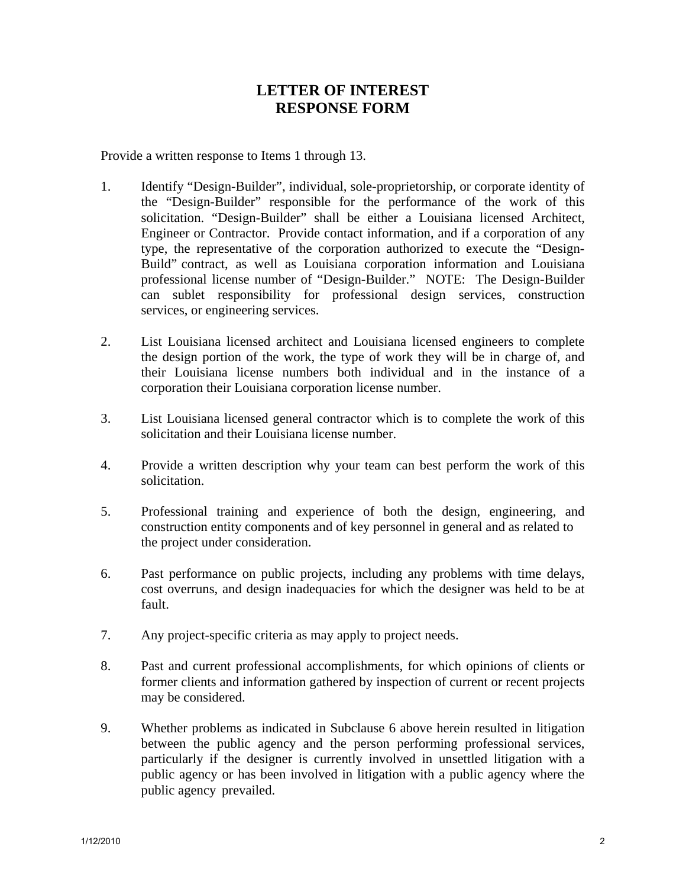# LETTER OF INTEREST
# RESPONSE FORM

Provide a written response to Items 1 through 13.

1. Identify "Design-Builder", individual, sole-proprietorship, or corporate identity of the "Design-Builder" responsible for the performance of the work of this solicitation. "Design-Builder" shall be either a Louisiana licensed Architect, Engineer or Contractor. Provide contact information, and if a corporation of any type, the representative of the corporation authorized to execute the "Design-Build" contract, as well as Louisiana corporation information and Louisiana professional license number of "Design-Builder." NOTE: The Design-Builder can sublet responsibility for professional design services, construction services, or engineering services.

2. List Louisiana licensed architect and Louisiana licensed engineers to complete the design portion of the work, the type of work they will be in charge of, and their Louisiana license numbers both individual and in the instance of a corporation their Louisiana corporation license number.

3. List Louisiana licensed general contractor which is to complete the work of this solicitation and their Louisiana license number.

4. Provide a written description why your team can best perform the work of this solicitation.

5. Professional training and experience of both the design, engineering, and construction entity components and of key personnel in general and as related to the project under consideration.

6. Past performance on public projects, including any problems with time delays, cost overruns, and design inadequacies for which the designer was held to be at fault.

7. Any project-specific criteria as may apply to project needs.

8. Past and current professional accomplishments, for which opinions of clients or former clients and information gathered by inspection of current or recent projects may be considered.

9. Whether problems as indicated in Subclause 6 above herein resulted in litigation between the public agency and the person performing professional services, particularly if the designer is currently involved in unsettled litigation with a public agency or has been involved in litigation with a public agency where the public agency prevailed.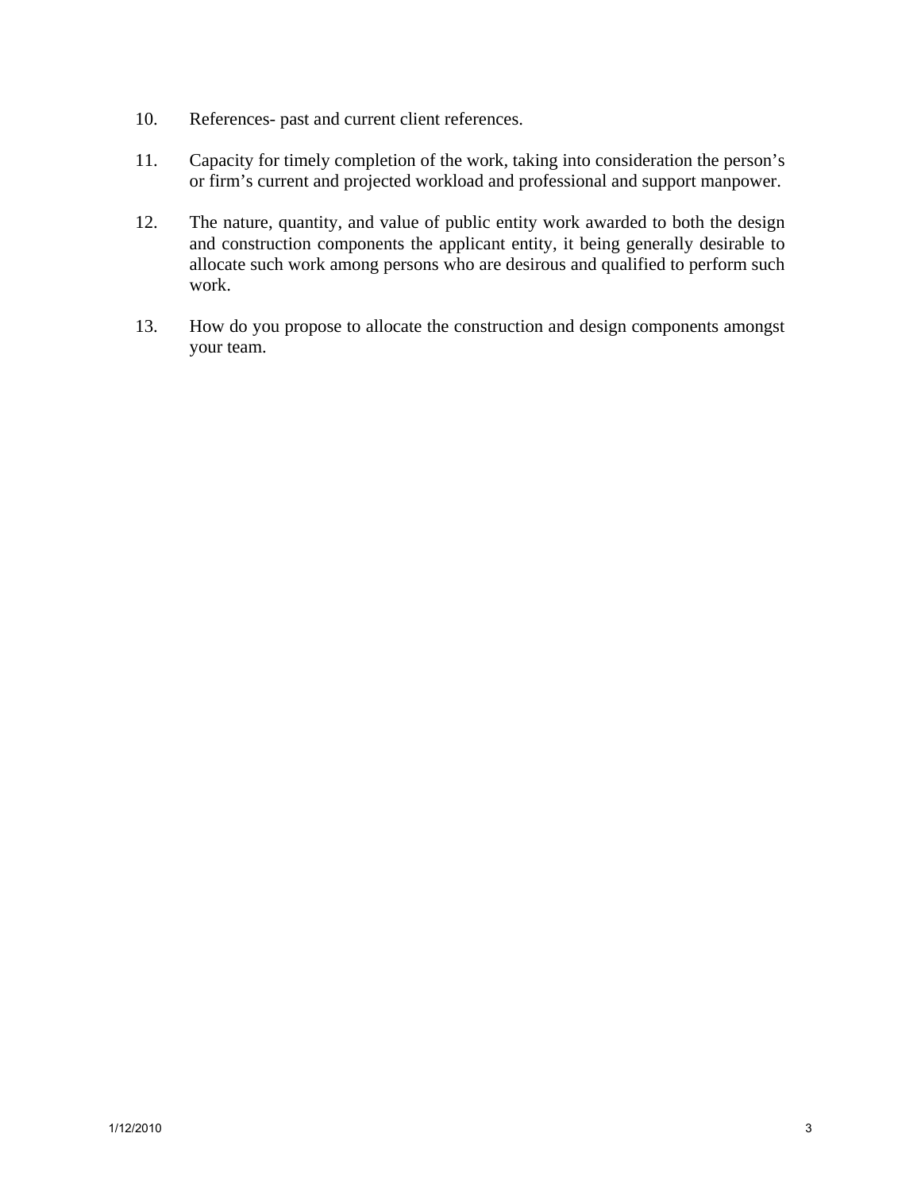10. References- past and current client references.

11. Capacity for timely completion of the work, taking into consideration the person's or firm's current and projected workload and professional and support manpower.

12. The nature, quantity, and value of public entity work awarded to both the design and construction components the applicant entity, it being generally desirable to allocate such work among persons who are desirous and qualified to perform such work.

13. How do you propose to allocate the construction and design components amongst your team.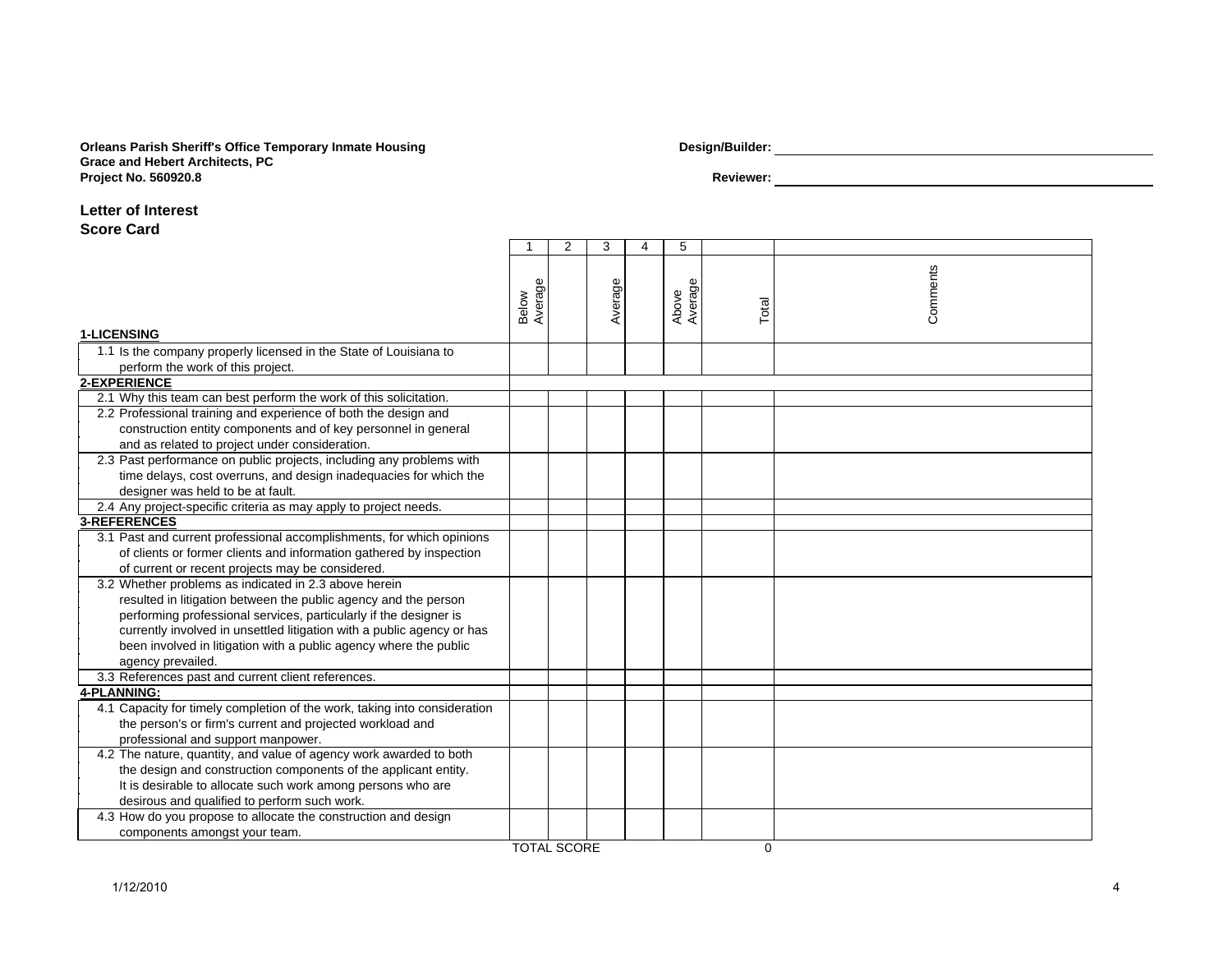**Orleans Parish Sheriff's Office Temporary Inmate Housing**
**Grace and Hebert Architects, PC**
**Project No. 560920.8**

**Design/Builder:** ______________________________

**Reviewer:** ______________________________

## Letter of Interest
## Score Card

| | 1 | 2 | 3 | 4 | 5 | | |
|---|---|---|---|---|---|---|---|
| | Below Average | | Average | | Above Average | Total | Comments |
| **1-LICENSING** | | | | | | | |
| 1.1 Is the company properly licensed in the State of Louisiana to perform the work of this project. | | | | | | | |
| **2-EXPERIENCE** | | | | | | | |
| 2.1 Why this team can best perform the work of this solicitation. | | | | | | | |
| 2.2 Professional training and experience of both the design and construction entity components and of key personnel in general and as related to project under consideration. | | | | | | | |
| 2.3 Past performance on public projects, including any problems with time delays, cost overruns, and design inadequacies for which the designer was held to be at fault. | | | | | | | |
| 2.4 Any project-specific criteria as may apply to project needs. | | | | | | | |
| **3-REFERENCES** | | | | | | | |
| 3.1 Past and current professional accomplishments, for which opinions of clients or former clients and information gathered by inspection of current or recent projects may be considered. | | | | | | | |
| 3.2 Whether problems as indicated in 2.3 above herein resulted in litigation between the public agency and the person performing professional services, particularly if the designer is currently involved in unsettled litigation with a public agency or has been involved in litigation with a public agency where the public agency prevailed. | | | | | | | |
| 3.3 References past and current client references. | | | | | | | |
| **4-PLANNING:** | | | | | | | |
| 4.1 Capacity for timely completion of the work, taking into consideration the person's or firm's current and projected workload and professional and support manpower. | | | | | | | |
| 4.2 The nature, quantity, and value of agency work awarded to both the design and construction components of the applicant entity. It is desirable to allocate such work among persons who are desirous and qualified to perform such work. | | | | | | | |
| 4.3 How do you propose to allocate the construction and design components amongst your team. | | | | | | | |
| | TOTAL SCORE | | | | | 0 | |

1/12/2010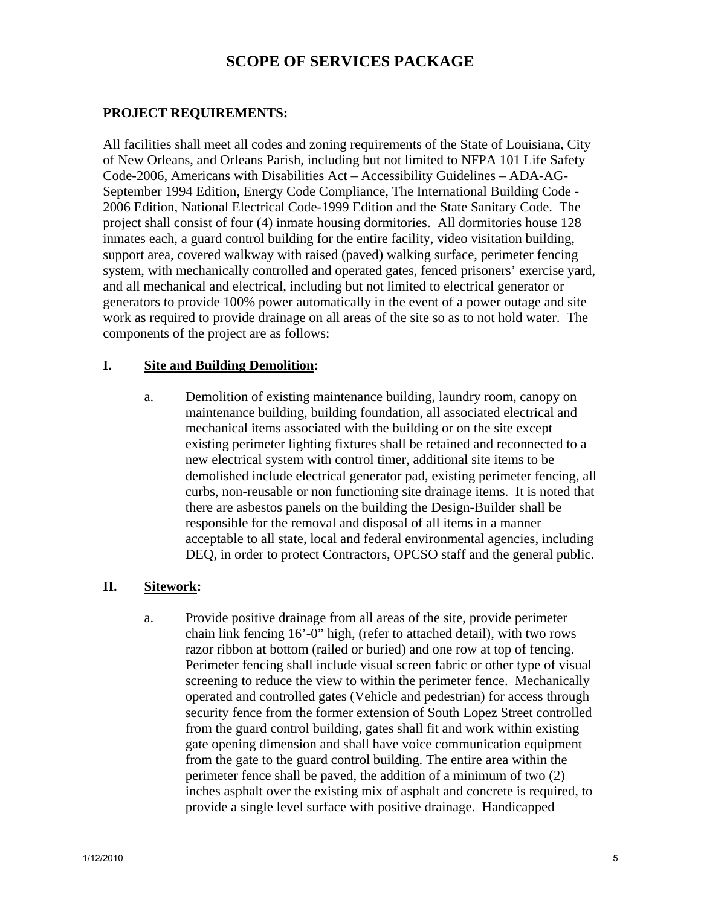# SCOPE OF SERVICES PACKAGE

**PROJECT REQUIREMENTS:**

All facilities shall meet all codes and zoning requirements of the State of Louisiana, City of New Orleans, and Orleans Parish, including but not limited to NFPA 101 Life Safety Code-2006, Americans with Disabilities Act – Accessibility Guidelines – ADA-AG-September 1994 Edition, Energy Code Compliance, The International Building Code - 2006 Edition, National Electrical Code-1999 Edition and the State Sanitary Code. The project shall consist of four (4) inmate housing dormitories. All dormitories house 128 inmates each, a guard control building for the entire facility, video visitation building, support area, covered walkway with raised (paved) walking surface, perimeter fencing system, with mechanically controlled and operated gates, fenced prisoners' exercise yard, and all mechanical and electrical, including but not limited to electrical generator or generators to provide 100% power automatically in the event of a power outage and site work as required to provide drainage on all areas of the site so as to not hold water. The components of the project are as follows:

**I. <u>Site and Building Demolition</u>:**

a. Demolition of existing maintenance building, laundry room, canopy on maintenance building, building foundation, all associated electrical and mechanical items associated with the building or on the site except existing perimeter lighting fixtures shall be retained and reconnected to a new electrical system with control timer, additional site items to be demolished include electrical generator pad, existing perimeter fencing, all curbs, non-reusable or non functioning site drainage items. It is noted that there are asbestos panels on the building the Design-Builder shall be responsible for the removal and disposal of all items in a manner acceptable to all state, local and federal environmental agencies, including DEQ, in order to protect Contractors, OPCSO staff and the general public.

**II. <u>Sitework</u>:**

a. Provide positive drainage from all areas of the site, provide perimeter chain link fencing 16'-0" high, (refer to attached detail), with two rows razor ribbon at bottom (railed or buried) and one row at top of fencing. Perimeter fencing shall include visual screen fabric or other type of visual screening to reduce the view to within the perimeter fence. Mechanically operated and controlled gates (Vehicle and pedestrian) for access through security fence from the former extension of South Lopez Street controlled from the guard control building, gates shall fit and work within existing gate opening dimension and shall have voice communication equipment from the gate to the guard control building. The entire area within the perimeter fence shall be paved, the addition of a minimum of two (2) inches asphalt over the existing mix of asphalt and concrete is required, to provide a single level surface with positive drainage. Handicapped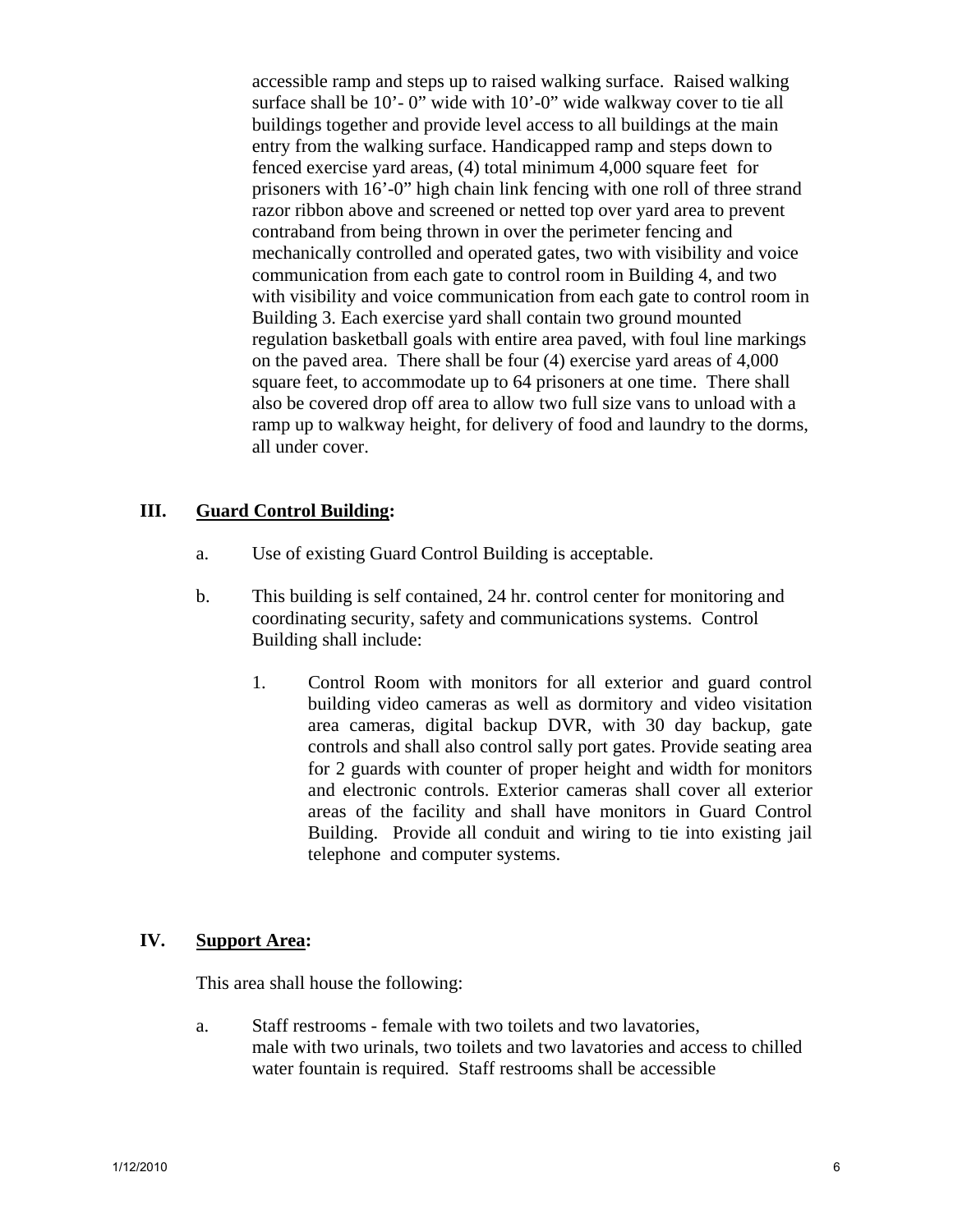accessible ramp and steps up to raised walking surface. Raised walking surface shall be 10'- 0" wide with 10'-0" wide walkway cover to tie all buildings together and provide level access to all buildings at the main entry from the walking surface. Handicapped ramp and steps down to fenced exercise yard areas, (4) total minimum 4,000 square feet for prisoners with 16'-0" high chain link fencing with one roll of three strand razor ribbon above and screened or netted top over yard area to prevent contraband from being thrown in over the perimeter fencing and mechanically controlled and operated gates, two with visibility and voice communication from each gate to control room in Building 4, and two with visibility and voice communication from each gate to control room in Building 3. Each exercise yard shall contain two ground mounted regulation basketball goals with entire area paved, with foul line markings on the paved area. There shall be four (4) exercise yard areas of 4,000 square feet, to accommodate up to 64 prisoners at one time. There shall also be covered drop off area to allow two full size vans to unload with a ramp up to walkway height, for delivery of food and laundry to the dorms, all under cover.

## III. Guard Control Building:

a. Use of existing Guard Control Building is acceptable.

b. This building is self contained, 24 hr. control center for monitoring and coordinating security, safety and communications systems. Control Building shall include:

1. Control Room with monitors for all exterior and guard control building video cameras as well as dormitory and video visitation area cameras, digital backup DVR, with 30 day backup, gate controls and shall also control sally port gates. Provide seating area for 2 guards with counter of proper height and width for monitors and electronic controls. Exterior cameras shall cover all exterior areas of the facility and shall have monitors in Guard Control Building. Provide all conduit and wiring to tie into existing jail telephone and computer systems.

## IV. Support Area:

This area shall house the following:

a. Staff restrooms - female with two toilets and two lavatories, male with two urinals, two toilets and two lavatories and access to chilled water fountain is required. Staff restrooms shall be accessible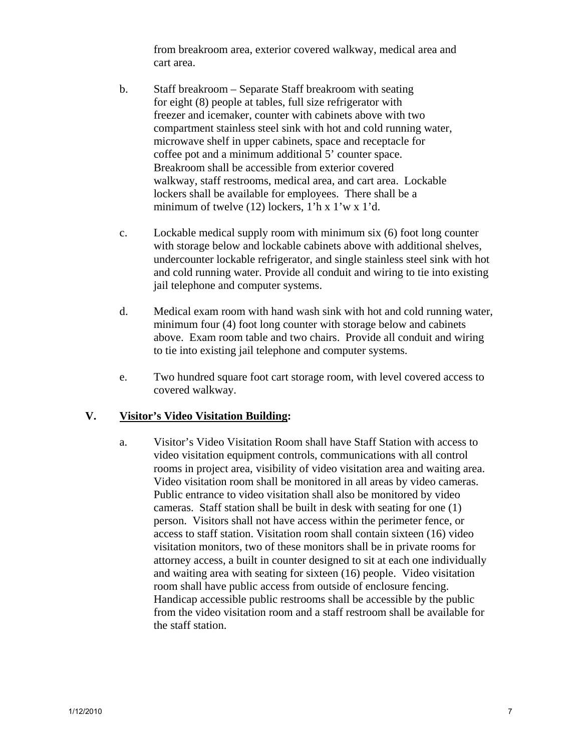from breakroom area, exterior covered walkway, medical area and cart area.

b. Staff breakroom – Separate Staff breakroom with seating for eight (8) people at tables, full size refrigerator with freezer and icemaker, counter with cabinets above with two compartment stainless steel sink with hot and cold running water, microwave shelf in upper cabinets, space and receptacle for coffee pot and a minimum additional 5' counter space. Breakroom shall be accessible from exterior covered walkway, staff restrooms, medical area, and cart area. Lockable lockers shall be available for employees. There shall be a minimum of twelve (12) lockers, 1'h x 1'w x 1'd.

c. Lockable medical supply room with minimum six (6) foot long counter with storage below and lockable cabinets above with additional shelves, undercounter lockable refrigerator, and single stainless steel sink with hot and cold running water. Provide all conduit and wiring to tie into existing jail telephone and computer systems.

d. Medical exam room with hand wash sink with hot and cold running water, minimum four (4) foot long counter with storage below and cabinets above. Exam room table and two chairs. Provide all conduit and wiring to tie into existing jail telephone and computer systems.

e. Two hundred square foot cart storage room, with level covered access to covered walkway.

## V. <u>Visitor's Video Visitation Building</u>:

a. Visitor's Video Visitation Room shall have Staff Station with access to video visitation equipment controls, communications with all control rooms in project area, visibility of video visitation area and waiting area. Video visitation room shall be monitored in all areas by video cameras. Public entrance to video visitation shall also be monitored by video cameras. Staff station shall be built in desk with seating for one (1) person. Visitors shall not have access within the perimeter fence, or access to staff station. Visitation room shall contain sixteen (16) video visitation monitors, two of these monitors shall be in private rooms for attorney access, a built in counter designed to sit at each one individually and waiting area with seating for sixteen (16) people. Video visitation room shall have public access from outside of enclosure fencing. Handicap accessible public restrooms shall be accessible by the public from the video visitation room and a staff restroom shall be available for the staff station.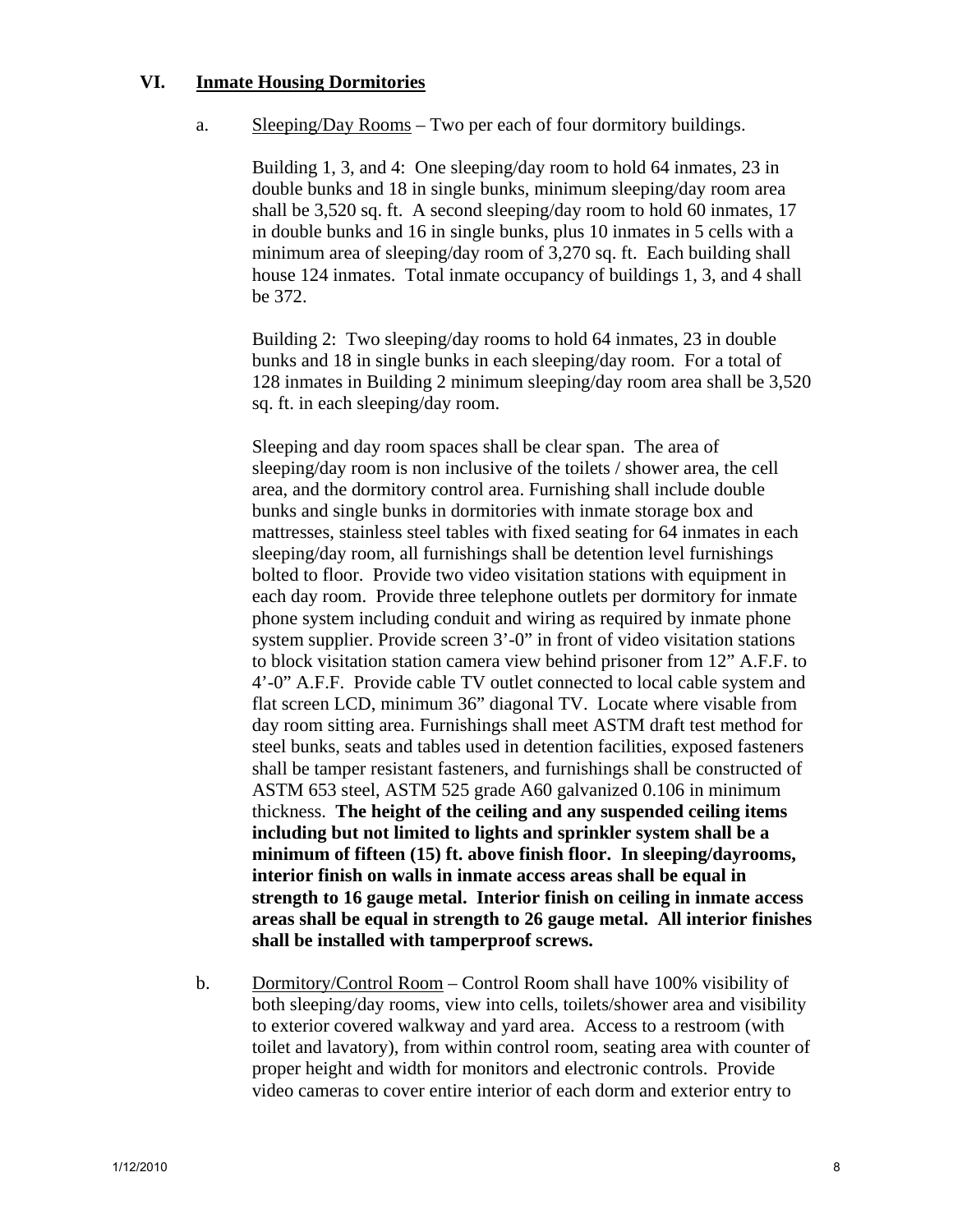## VI. Inmate Housing Dormitories

a. Sleeping/Day Rooms – Two per each of four dormitory buildings.

Building 1, 3, and 4: One sleeping/day room to hold 64 inmates, 23 in double bunks and 18 in single bunks, minimum sleeping/day room area shall be 3,520 sq. ft. A second sleeping/day room to hold 60 inmates, 17 in double bunks and 16 in single bunks, plus 10 inmates in 5 cells with a minimum area of sleeping/day room of 3,270 sq. ft. Each building shall house 124 inmates. Total inmate occupancy of buildings 1, 3, and 4 shall be 372.

Building 2: Two sleeping/day rooms to hold 64 inmates, 23 in double bunks and 18 in single bunks in each sleeping/day room. For a total of 128 inmates in Building 2 minimum sleeping/day room area shall be 3,520 sq. ft. in each sleeping/day room.

Sleeping and day room spaces shall be clear span. The area of sleeping/day room is non inclusive of the toilets / shower area, the cell area, and the dormitory control area. Furnishing shall include double bunks and single bunks in dormitories with inmate storage box and mattresses, stainless steel tables with fixed seating for 64 inmates in each sleeping/day room, all furnishings shall be detention level furnishings bolted to floor. Provide two video visitation stations with equipment in each day room. Provide three telephone outlets per dormitory for inmate phone system including conduit and wiring as required by inmate phone system supplier. Provide screen 3'-0" in front of video visitation stations to block visitation station camera view behind prisoner from 12" A.F.F. to 4'-0" A.F.F. Provide cable TV outlet connected to local cable system and flat screen LCD, minimum 36" diagonal TV. Locate where visable from day room sitting area. Furnishings shall meet ASTM draft test method for steel bunks, seats and tables used in detention facilities, exposed fasteners shall be tamper resistant fasteners, and furnishings shall be constructed of ASTM 653 steel, ASTM 525 grade A60 galvanized 0.106 in minimum thickness. **The height of the ceiling and any suspended ceiling items including but not limited to lights and sprinkler system shall be a minimum of fifteen (15) ft. above finish floor. In sleeping/dayrooms, interior finish on walls in inmate access areas shall be equal in strength to 16 gauge metal. Interior finish on ceiling in inmate access areas shall be equal in strength to 26 gauge metal. All interior finishes shall be installed with tamperproof screws.**

b. Dormitory/Control Room – Control Room shall have 100% visibility of both sleeping/day rooms, view into cells, toilets/shower area and visibility to exterior covered walkway and yard area. Access to a restroom (with toilet and lavatory), from within control room, seating area with counter of proper height and width for monitors and electronic controls. Provide video cameras to cover entire interior of each dorm and exterior entry to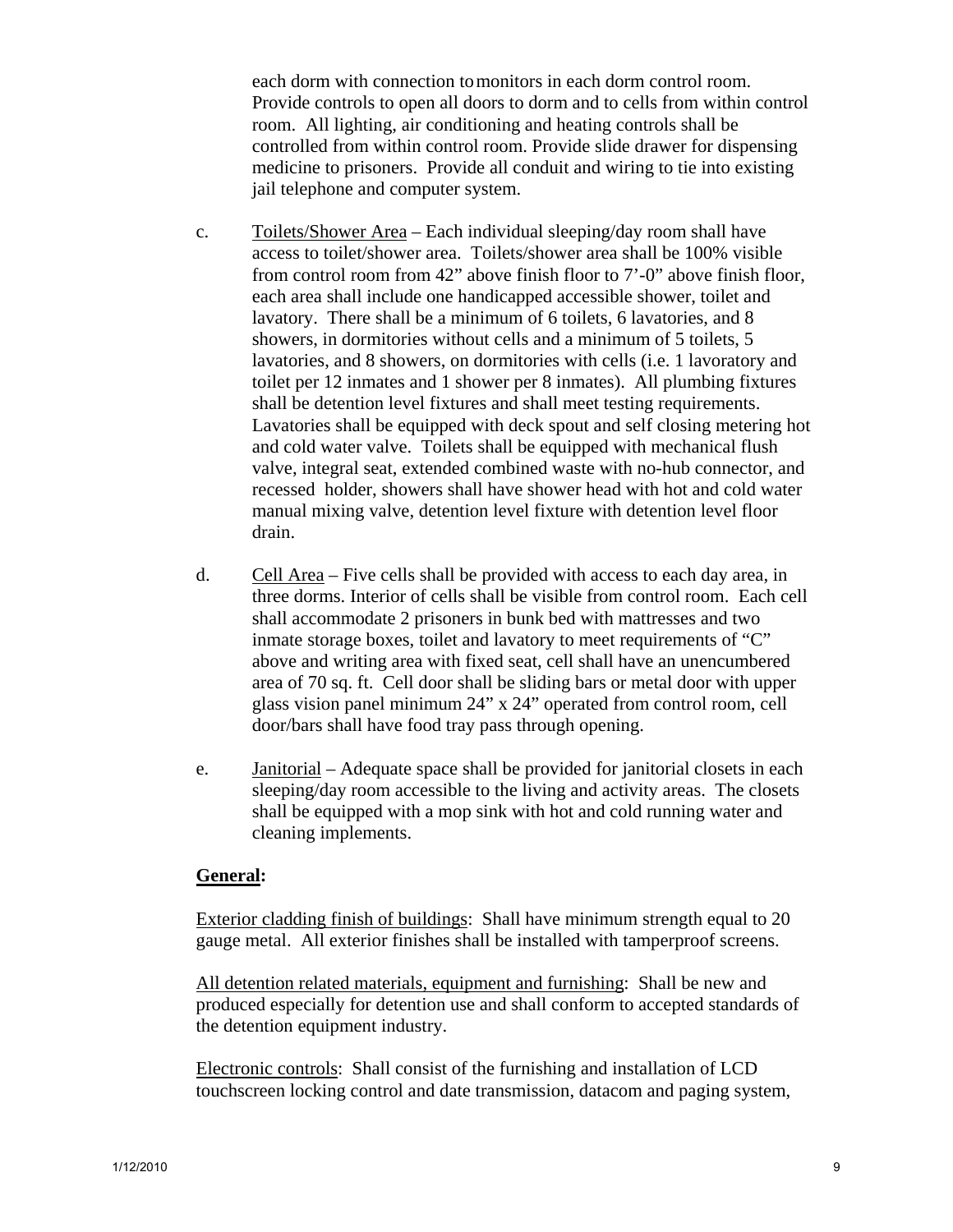each dorm with connection to monitors in each dorm control room. Provide controls to open all doors to dorm and to cells from within control room. All lighting, air conditioning and heating controls shall be controlled from within control room. Provide slide drawer for dispensing medicine to prisoners. Provide all conduit and wiring to tie into existing jail telephone and computer system.

c. Toilets/Shower Area – Each individual sleeping/day room shall have access to toilet/shower area. Toilets/shower area shall be 100% visible from control room from 42" above finish floor to 7'-0" above finish floor, each area shall include one handicapped accessible shower, toilet and lavatory. There shall be a minimum of 6 toilets, 6 lavatories, and 8 showers, in dormitories without cells and a minimum of 5 toilets, 5 lavatories, and 8 showers, on dormitories with cells (i.e. 1 lavoratory and toilet per 12 inmates and 1 shower per 8 inmates). All plumbing fixtures shall be detention level fixtures and shall meet testing requirements. Lavatories shall be equipped with deck spout and self closing metering hot and cold water valve. Toilets shall be equipped with mechanical flush valve, integral seat, extended combined waste with no-hub connector, and recessed holder, showers shall have shower head with hot and cold water manual mixing valve, detention level fixture with detention level floor drain.

d. Cell Area – Five cells shall be provided with access to each day area, in three dorms. Interior of cells shall be visible from control room. Each cell shall accommodate 2 prisoners in bunk bed with mattresses and two inmate storage boxes, toilet and lavatory to meet requirements of "C" above and writing area with fixed seat, cell shall have an unencumbered area of 70 sq. ft. Cell door shall be sliding bars or metal door with upper glass vision panel minimum 24" x 24" operated from control room, cell door/bars shall have food tray pass through opening.

e. Janitorial – Adequate space shall be provided for janitorial closets in each sleeping/day room accessible to the living and activity areas. The closets shall be equipped with a mop sink with hot and cold running water and cleaning implements.

**General:**

Exterior cladding finish of buildings: Shall have minimum strength equal to 20 gauge metal. All exterior finishes shall be installed with tamperproof screens.

All detention related materials, equipment and furnishing: Shall be new and produced especially for detention use and shall conform to accepted standards of the detention equipment industry.

Electronic controls: Shall consist of the furnishing and installation of LCD touchscreen locking control and date transmission, datacom and paging system,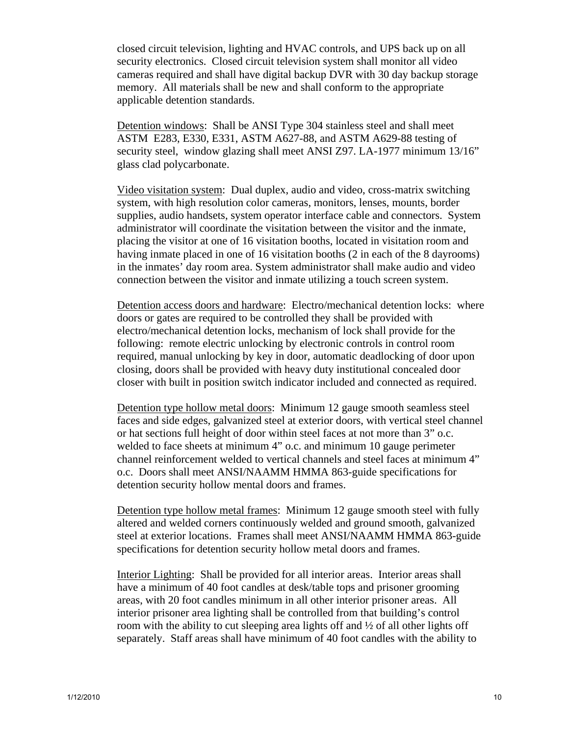closed circuit television, lighting and HVAC controls, and UPS back up on all security electronics. Closed circuit television system shall monitor all video cameras required and shall have digital backup DVR with 30 day backup storage memory. All materials shall be new and shall conform to the appropriate applicable detention standards.

<u>Detention windows</u>: Shall be ANSI Type 304 stainless steel and shall meet ASTM E283, E330, E331, ASTM A627-88, and ASTM A629-88 testing of security steel, window glazing shall meet ANSI Z97. LA-1977 minimum 13/16" glass clad polycarbonate.

<u>Video visitation system</u>: Dual duplex, audio and video, cross-matrix switching system, with high resolution color cameras, monitors, lenses, mounts, border supplies, audio handsets, system operator interface cable and connectors. System administrator will coordinate the visitation between the visitor and the inmate, placing the visitor at one of 16 visitation booths, located in visitation room and having inmate placed in one of 16 visitation booths (2 in each of the 8 dayrooms) in the inmates' day room area. System administrator shall make audio and video connection between the visitor and inmate utilizing a touch screen system.

<u>Detention access doors and hardware</u>: Electro/mechanical detention locks: where doors or gates are required to be controlled they shall be provided with electro/mechanical detention locks, mechanism of lock shall provide for the following: remote electric unlocking by electronic controls in control room required, manual unlocking by key in door, automatic deadlocking of door upon closing, doors shall be provided with heavy duty institutional concealed door closer with built in position switch indicator included and connected as required.

<u>Detention type hollow metal doors</u>: Minimum 12 gauge smooth seamless steel faces and side edges, galvanized steel at exterior doors, with vertical steel channel or hat sections full height of door within steel faces at not more than 3" o.c. welded to face sheets at minimum 4" o.c. and minimum 10 gauge perimeter channel reinforcement welded to vertical channels and steel faces at minimum 4" o.c. Doors shall meet ANSI/NAAMM HMMA 863-guide specifications for detention security hollow mental doors and frames.

<u>Detention type hollow metal frames</u>: Minimum 12 gauge smooth steel with fully altered and welded corners continuously welded and ground smooth, galvanized steel at exterior locations. Frames shall meet ANSI/NAAMM HMMA 863-guide specifications for detention security hollow metal doors and frames.

<u>Interior Lighting</u>: Shall be provided for all interior areas. Interior areas shall have a minimum of 40 foot candles at desk/table tops and prisoner grooming areas, with 20 foot candles minimum in all other interior prisoner areas. All interior prisoner area lighting shall be controlled from that building's control room with the ability to cut sleeping area lights off and ½ of all other lights off separately. Staff areas shall have minimum of 40 foot candles with the ability to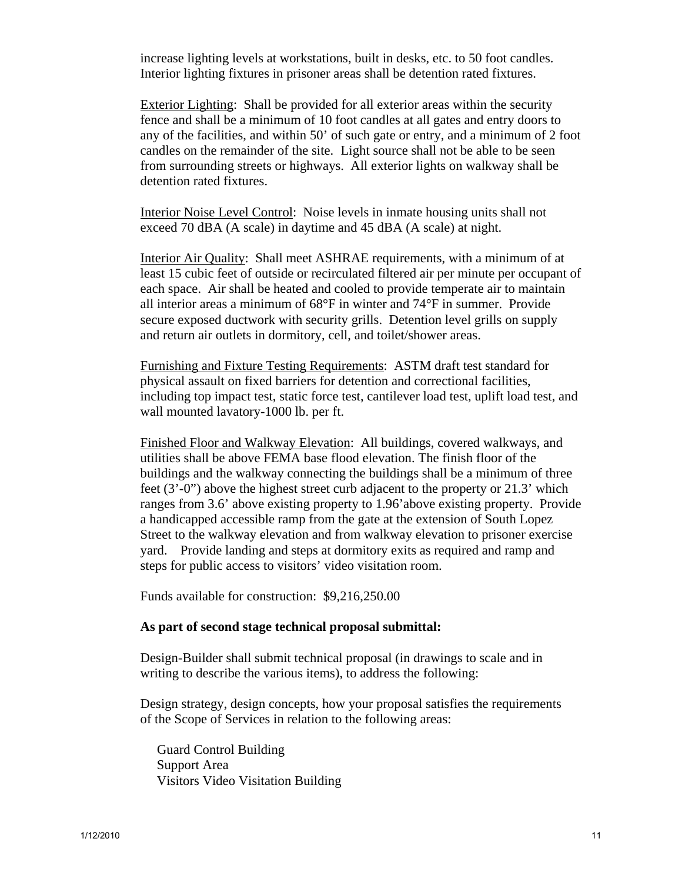increase lighting levels at workstations, built in desks, etc. to 50 foot candles. Interior lighting fixtures in prisoner areas shall be detention rated fixtures.

Exterior Lighting: Shall be provided for all exterior areas within the security fence and shall be a minimum of 10 foot candles at all gates and entry doors to any of the facilities, and within 50' of such gate or entry, and a minimum of 2 foot candles on the remainder of the site. Light source shall not be able to be seen from surrounding streets or highways. All exterior lights on walkway shall be detention rated fixtures.

Interior Noise Level Control: Noise levels in inmate housing units shall not exceed 70 dBA (A scale) in daytime and 45 dBA (A scale) at night.

Interior Air Quality: Shall meet ASHRAE requirements, with a minimum of at least 15 cubic feet of outside or recirculated filtered air per minute per occupant of each space. Air shall be heated and cooled to provide temperate air to maintain all interior areas a minimum of 68°F in winter and 74°F in summer. Provide secure exposed ductwork with security grills. Detention level grills on supply and return air outlets in dormitory, cell, and toilet/shower areas.

Furnishing and Fixture Testing Requirements: ASTM draft test standard for physical assault on fixed barriers for detention and correctional facilities, including top impact test, static force test, cantilever load test, uplift load test, and wall mounted lavatory-1000 lb. per ft.

Finished Floor and Walkway Elevation: All buildings, covered walkways, and utilities shall be above FEMA base flood elevation. The finish floor of the buildings and the walkway connecting the buildings shall be a minimum of three feet (3'-0") above the highest street curb adjacent to the property or 21.3' which ranges from 3.6' above existing property to 1.96'above existing property. Provide a handicapped accessible ramp from the gate at the extension of South Lopez Street to the walkway elevation and from walkway elevation to prisoner exercise yard. Provide landing and steps at dormitory exits as required and ramp and steps for public access to visitors' video visitation room.

Funds available for construction: $9,216,250.00

**As part of second stage technical proposal submittal:**

Design-Builder shall submit technical proposal (in drawings to scale and in writing to describe the various items), to address the following:

Design strategy, design concepts, how your proposal satisfies the requirements of the Scope of Services in relation to the following areas:

Guard Control Building
Support Area
Visitors Video Visitation Building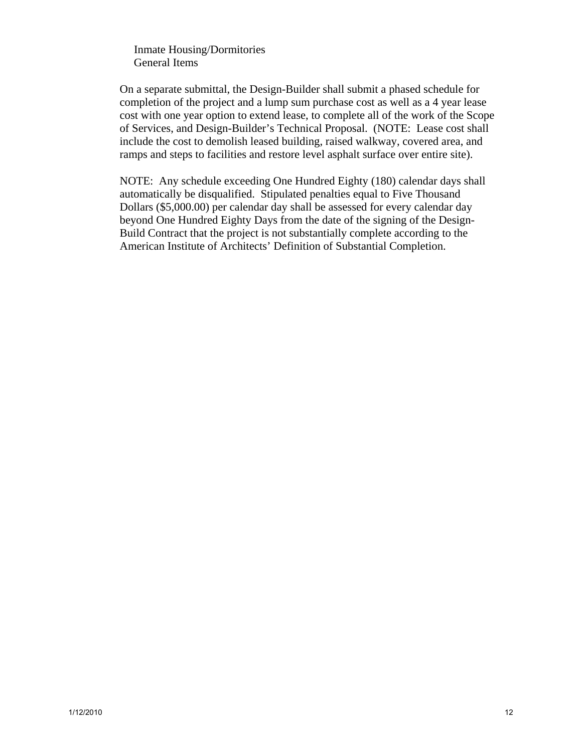Inmate Housing/Dormitories
General Items

On a separate submittal, the Design-Builder shall submit a phased schedule for completion of the project and a lump sum purchase cost as well as a 4 year lease cost with one year option to extend lease, to complete all of the work of the Scope of Services, and Design-Builder's Technical Proposal. (NOTE: Lease cost shall include the cost to demolish leased building, raised walkway, covered area, and ramps and steps to facilities and restore level asphalt surface over entire site).

NOTE: Any schedule exceeding One Hundred Eighty (180) calendar days shall automatically be disqualified. Stipulated penalties equal to Five Thousand Dollars ($5,000.00) per calendar day shall be assessed for every calendar day beyond One Hundred Eighty Days from the date of the signing of the Design-Build Contract that the project is not substantially complete according to the American Institute of Architects' Definition of Substantial Completion.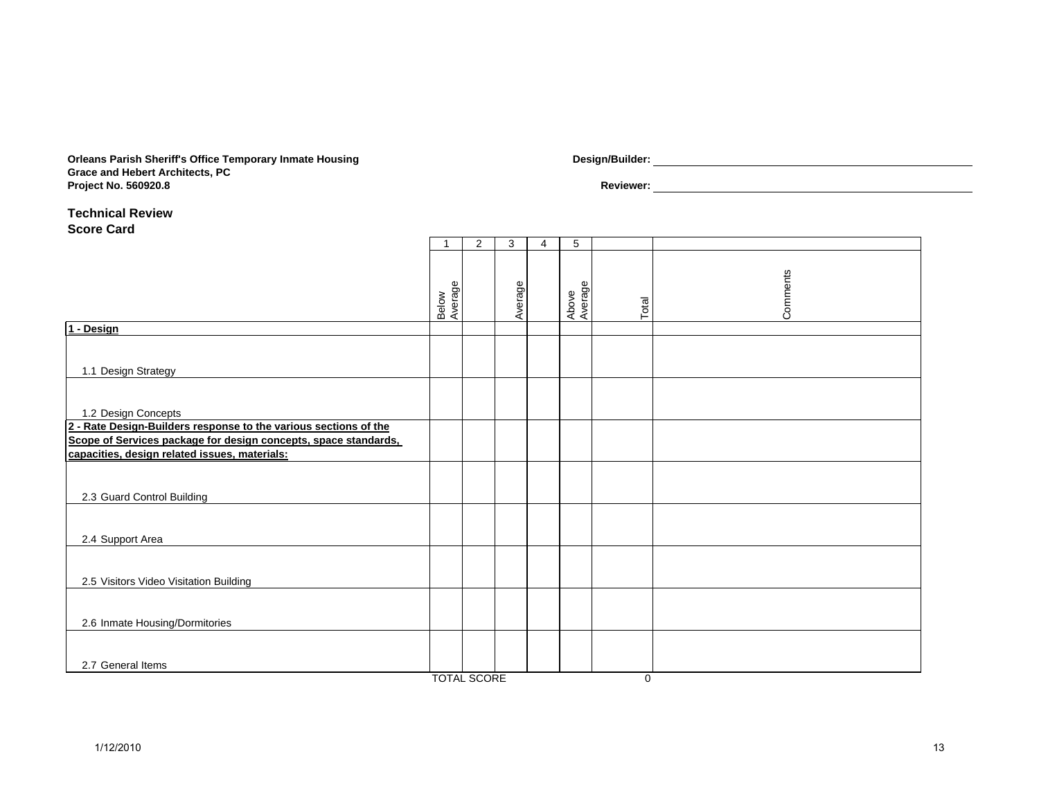**Orleans Parish Sheriff's Office Temporary Inmate Housing**
**Grace and Hebert Architects, PC**
**Project No. 560920.8**

**Design/Builder:** ______________________

**Reviewer:** ______________________

## Technical Review
## Score Card

| | 1 | 2 | 3 | 4 | 5 | | |
|---|---|---|---|---|---|---|---|
| | Below Average | | Average | | Above Average | Total | Comments |
| **1 - Design** | | | | | | | |
| 1.1 Design Strategy | | | | | | | |
| 1.2 Design Concepts | | | | | | | |
| **2 - Rate Design-Builders response to the various sections of the Scope of Services package for design concepts, space standards, capacities, design related issues, materials:** | | | | | | | |
| 2.3 Guard Control Building | | | | | | | |
| 2.4 Support Area | | | | | | | |
| 2.5 Visitors Video Visitation Building | | | | | | | |
| 2.6 Inmate Housing/Dormitories | | | | | | | |
| 2.7 General Items | | | | | | | |
| | TOTAL SCORE | | | | | 0 | |

1/12/2010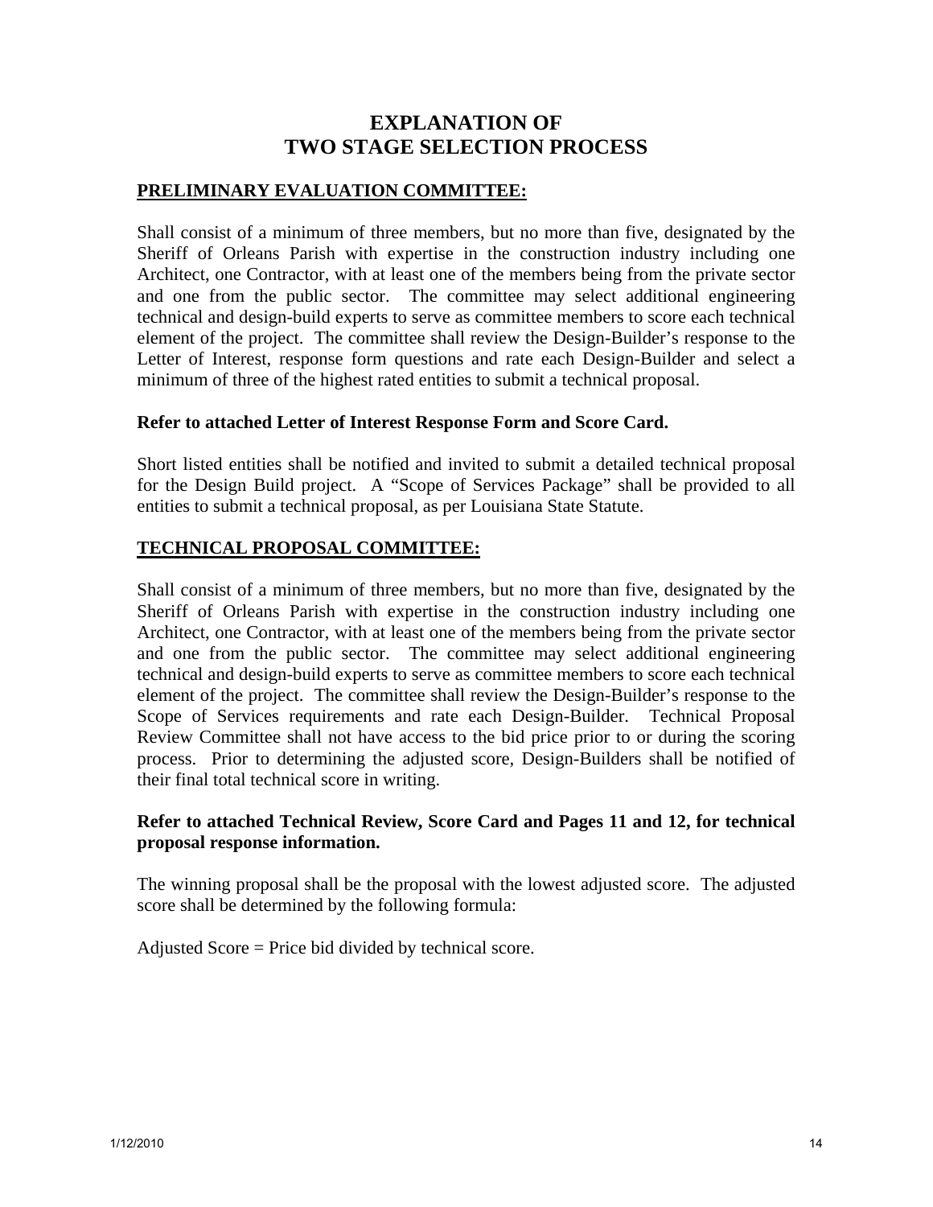# EXPLANATION OF TWO STAGE SELECTION PROCESS

## PRELIMINARY EVALUATION COMMITTEE:

Shall consist of a minimum of three members, but no more than five, designated by the Sheriff of Orleans Parish with expertise in the construction industry including one Architect, one Contractor, with at least one of the members being from the private sector and one from the public sector. The committee may select additional engineering technical and design-build experts to serve as committee members to score each technical element of the project. The committee shall review the Design-Builder's response to the Letter of Interest, response form questions and rate each Design-Builder and select a minimum of three of the highest rated entities to submit a technical proposal.

**Refer to attached Letter of Interest Response Form and Score Card.**

Short listed entities shall be notified and invited to submit a detailed technical proposal for the Design Build project. A "Scope of Services Package" shall be provided to all entities to submit a technical proposal, as per Louisiana State Statute.

## TECHNICAL PROPOSAL COMMITTEE:

Shall consist of a minimum of three members, but no more than five, designated by the Sheriff of Orleans Parish with expertise in the construction industry including one Architect, one Contractor, with at least one of the members being from the private sector and one from the public sector. The committee may select additional engineering technical and design-build experts to serve as committee members to score each technical element of the project. The committee shall review the Design-Builder's response to the Scope of Services requirements and rate each Design-Builder. Technical Proposal Review Committee shall not have access to the bid price prior to or during the scoring process. Prior to determining the adjusted score, Design-Builders shall be notified of their final total technical score in writing.

**Refer to attached Technical Review, Score Card and Pages 11 and 12, for technical proposal response information.**

The winning proposal shall be the proposal with the lowest adjusted score. The adjusted score shall be determined by the following formula:

Adjusted Score = Price bid divided by technical score.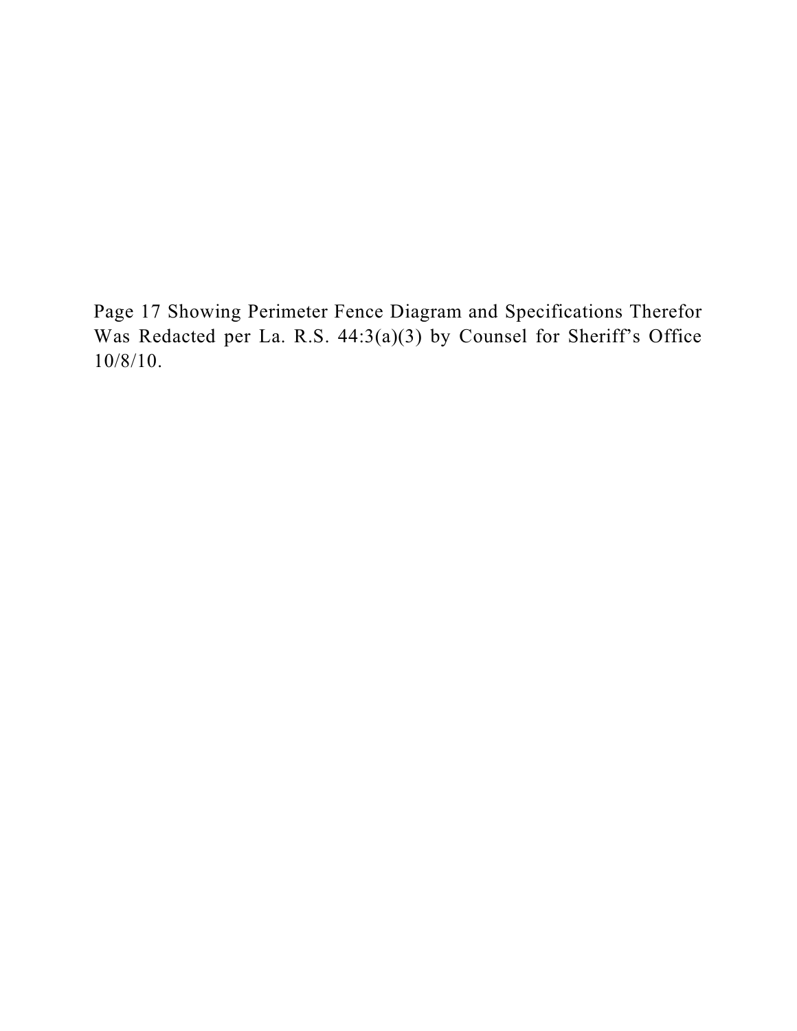Page 17 Showing Perimeter Fence Diagram and Specifications Therefor Was Redacted per La. R.S. 44:3(a)(3) by Counsel for Sheriff's Office 10/8/10.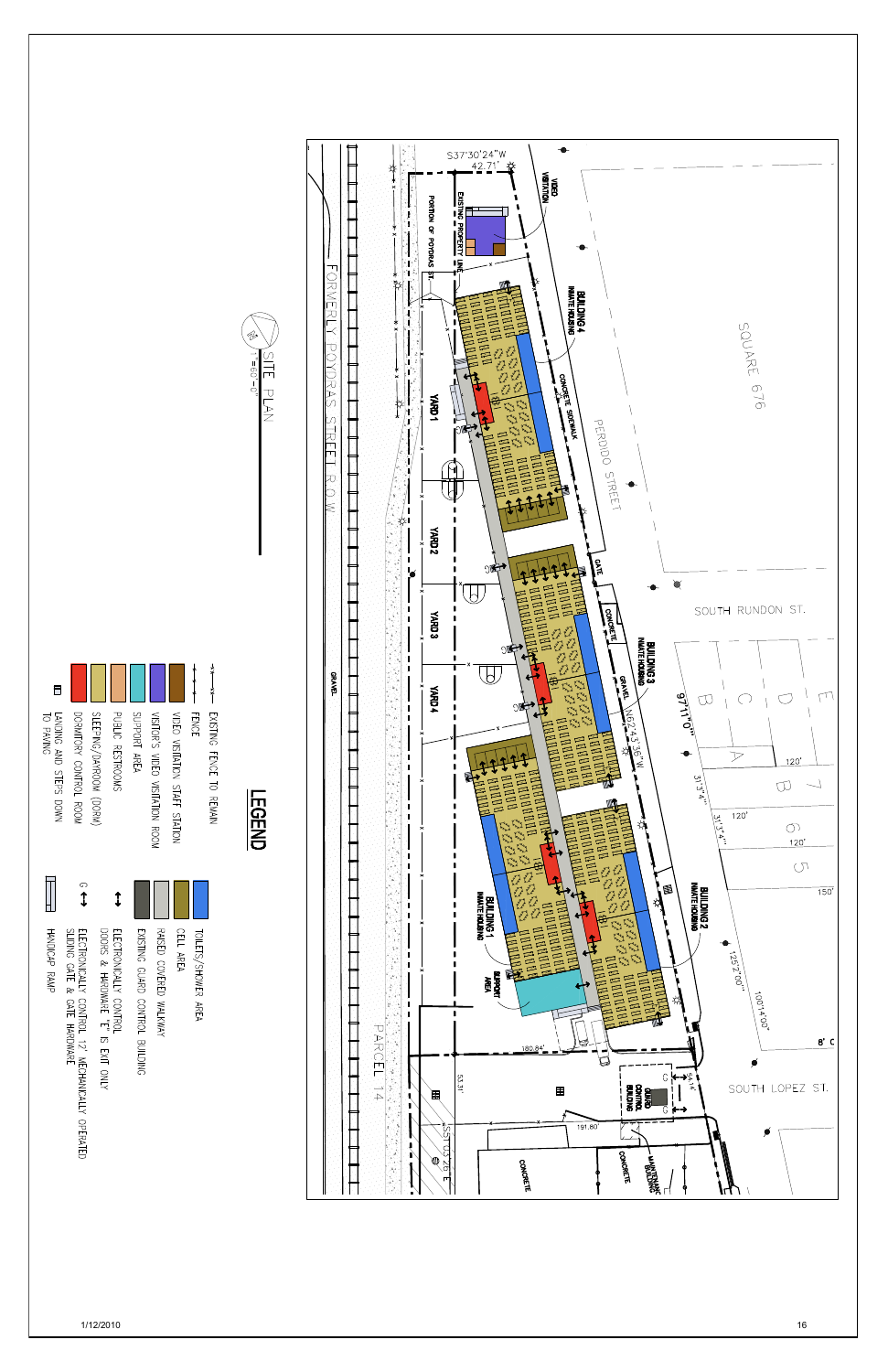## SITE PLAN

1" = 60'-0"

## LEGEND

- EXISTING FENCE TO REMAIN
- FENCE
- VIDEO VISITATION STAFF STATION
- VISITOR'S VIDEO VISITATION ROOM
- SUPPORT AREA
- PUBLIC RESTROOMS
- SLEEPING/DAYROOM (DORM)
- DORMITORY CONTROL ROOM
- LANDING AND STEPS DOWN TO PAVING
- TOILETS/SHOWER AREA
- CELL AREA
- RAISED COVERED WALKWAY
- EXISTING GUARD CONTROL BUILDING
- ELECTRONICALLY CONTROL DOORS & HARDWARE "E" IS EXIT ONLY
- ELECTRONICALLY CONTROL 12' MECHANICALLY OPERATED SLIDING GATE & GATE HARDWARE
- HANDICAP RAMP

SQUARE 676

PERDIDO STREET

SOUTH RUNDON ST.

SOUTH LOPEZ ST.

FORMERLY POYDRAS STREET R.O.W.

PARCEL 14

PORTION OF POYDRAS ST.

EXISTING PROPERTY LINE

VIDEO VISITATION

BUILDING 4 INMATE HOUSING

BUILDING 3 INMATE HOUSING

BUILDING 2 INMATE HOUSING

BUILDING 1 INMATE HOUSING

SUPPORT AREA

GUARD CONTROL BUILDING

MAINTENANCE BUILDING

CONCRETE SIDEWALK

CONCRETE

GRAVEL

GATE

YARD 1

YARD 2

YARD 3

YARD 4

S37°30'24"W 42.71'

N62°43'36"W

97'11"0"

31'3"4"

125'2"00"

100'1"4"00"

180.84'

191.80'

53.31'

S37°05'26"E

120'

150'

8' C

A B C D E

7 6 5

1/12/2010